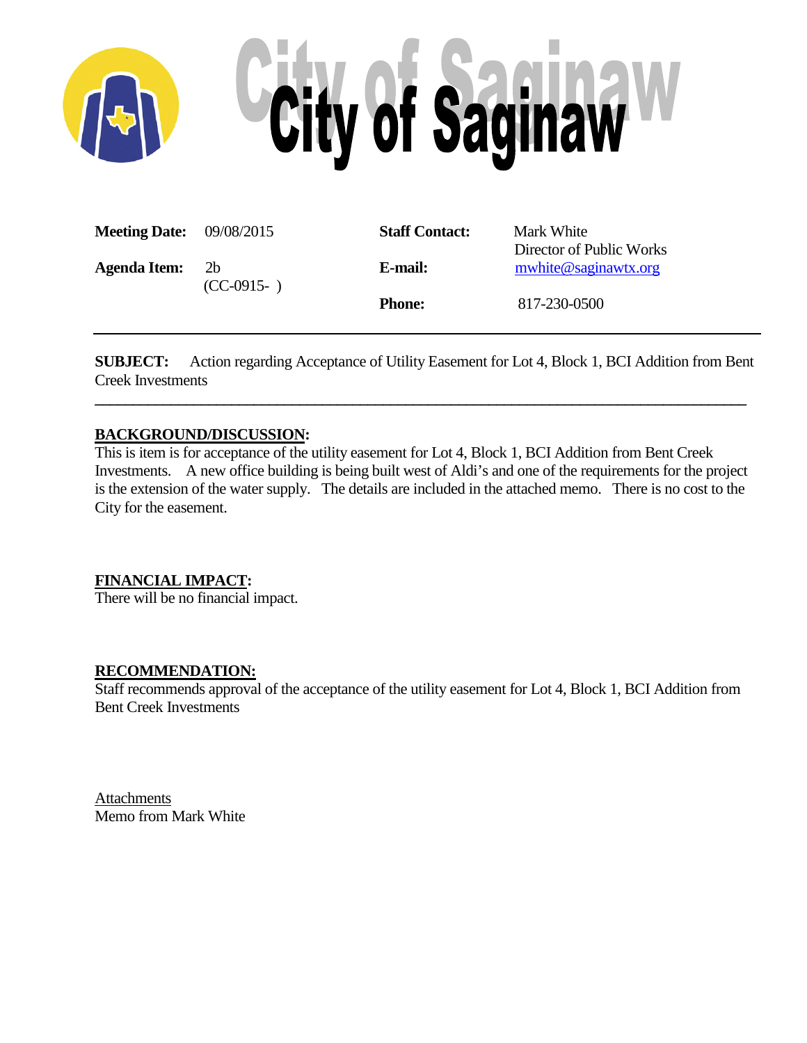# City of Saginaw

| | | | |
|---|---|---|---|
| **Meeting Date:** | 09/08/2015 | **Staff Contact:** | Mark White<br>Director of Public Works |
| **Agenda Item:** | 2b<br>(CC-0915- ) | **E-mail:** | mwhite@saginawtx.org |
| | | **Phone:** | 817-230-0500 |

**SUBJECT:** Action regarding Acceptance of Utility Easement for Lot 4, Block 1, BCI Addition from Bent Creek Investments

## BACKGROUND/DISCUSSION:

This is item is for acceptance of the utility easement for Lot 4, Block 1, BCI Addition from Bent Creek Investments. A new office building is being built west of Aldi's and one of the requirements for the project is the extension of the water supply. The details are included in the attached memo. There is no cost to the City for the easement.

## FINANCIAL IMPACT:

There will be no financial impact.

## RECOMMENDATION:

Staff recommends approval of the acceptance of the utility easement for Lot 4, Block 1, BCI Addition from Bent Creek Investments

Attachments
Memo from Mark White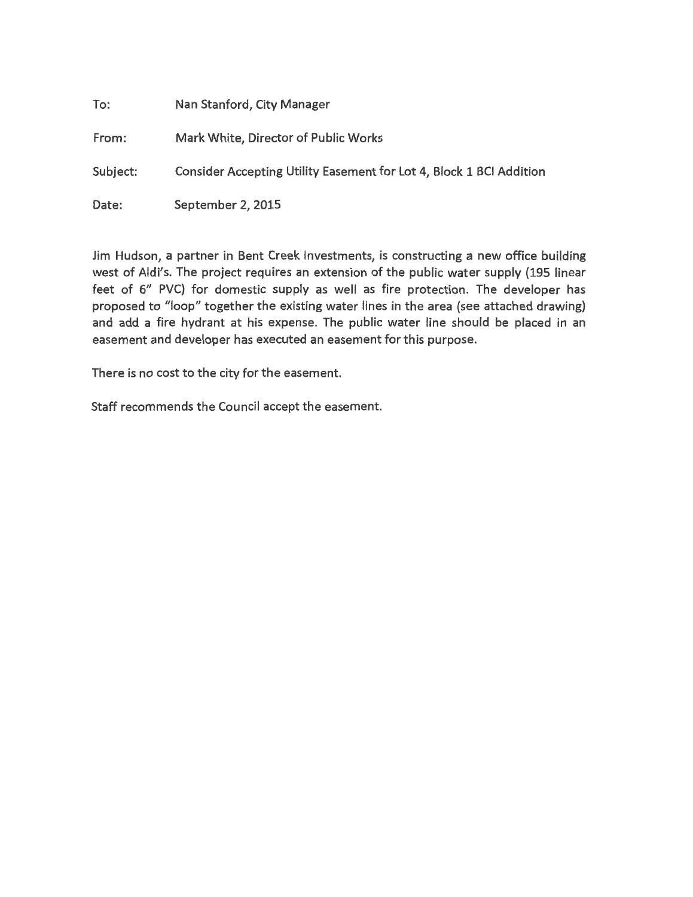To: Nan Stanford, City Manager

From: Mark White, Director of Public Works

Subject: Consider Accepting Utility Easement for Lot 4, Block 1 BCI Addition

Date: September 2, 2015

Jim Hudson, a partner in Bent Creek Investments, is constructing a new office building west of Aldi's. The project requires an extension of the public water supply (195 linear feet of 6" PVC) for domestic supply as well as fire protection. The developer has proposed to "loop" together the existing water lines in the area (see attached drawing) and add a fire hydrant at his expense. The public water line should be placed in an easement and developer has executed an easement for this purpose.

There is no cost to the city for the easement.

Staff recommends the Council accept the easement.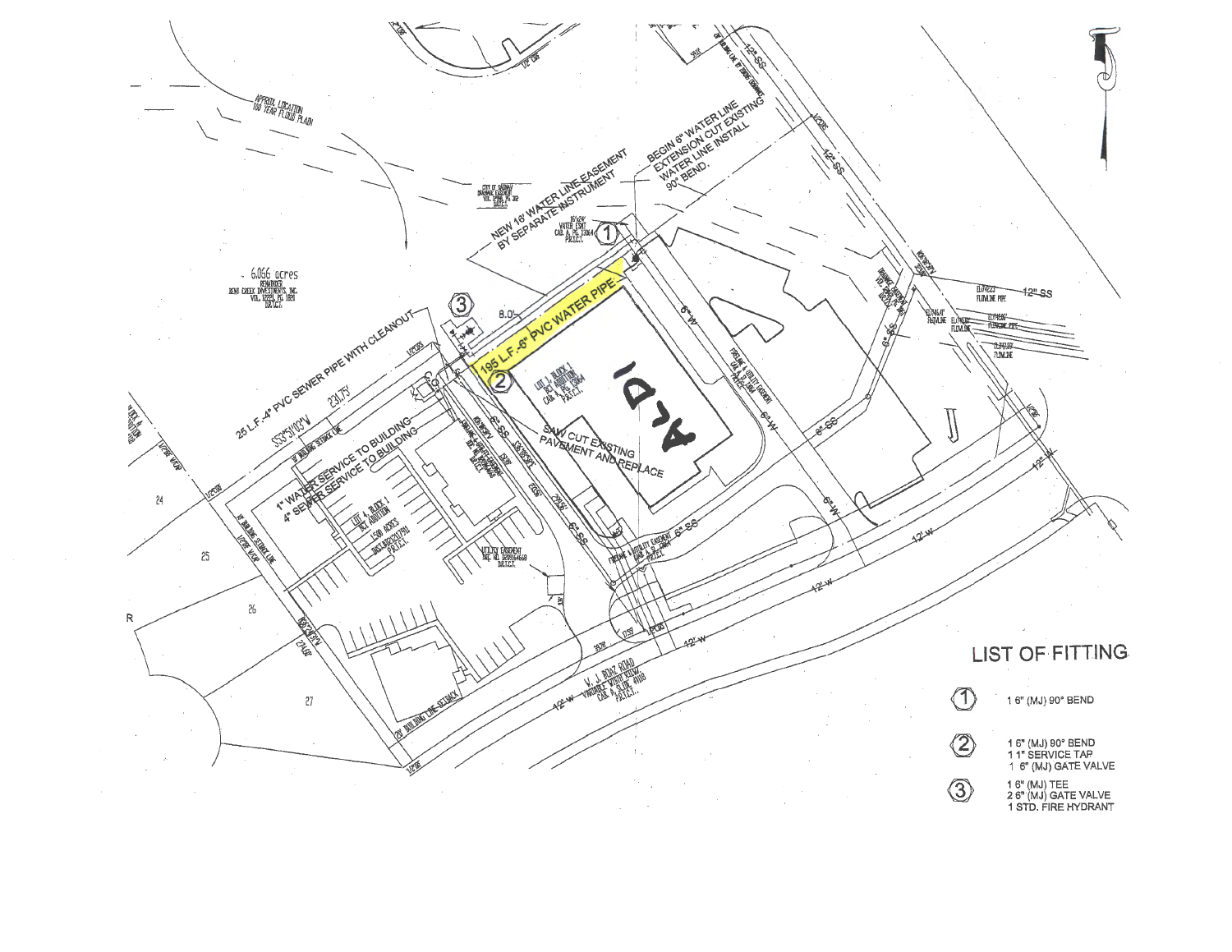APPROX. LOCATION 100 YEAR FLOOD PLAIN

NEW 16' WATER LINE EASEMENT BY SEPARATE INSTRUMENT

BEGIN 6" WATER LINE EXTENSION CUT EXISTING WATER LINE INSTALL 90° BEND.

6.066 acres

25 L.F.-4" PVC SEWER PIPE WITH CLEANOUT

195 L.F.-6" PVC WATER PIPE

1" WATER SERVICE TO BUILDING

4" SEWER SERVICE TO BUILDING

SAW CUT EXISTING PAVEMENT AND REPLACE

ALDI

W. J. BOAZ ROAD

## LIST OF FITTING

| | |
|---|---|
| ① | 1 6" (MJ) 90° BEND |
| ② | 1 6" (MJ) 90° BEND<br>1 1" SERVICE TAP<br>1 6" (MJ) GATE VALVE |
| ③ | 1 6" (MJ) TEE<br>2 6" (MJ) GATE VALVE<br>1 STD. FIRE HYDRANT |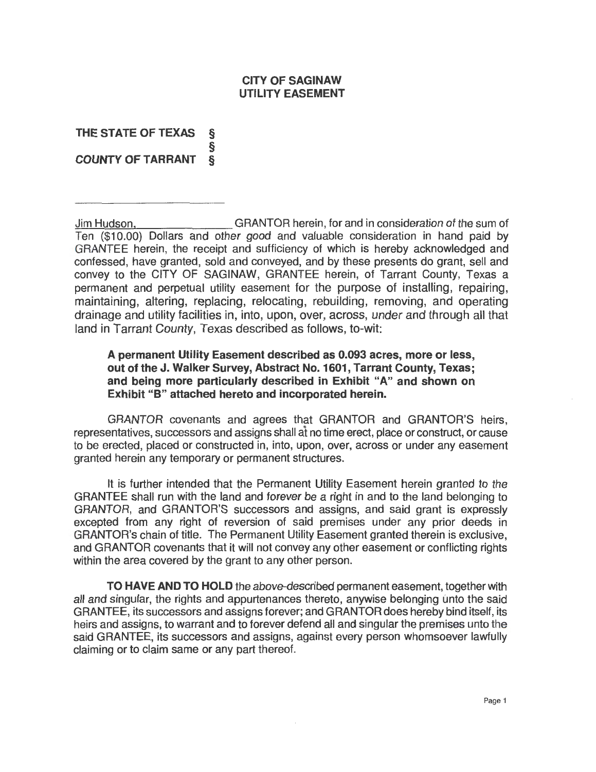**CITY OF SAGINAW**
**UTILITY EASEMENT**

**THE STATE OF TEXAS §**
**§**
***COUNTY OF TARRANT* §**

Jim Hudson, GRANTOR herein, for and in consideration of the sum of Ten ($10.00) Dollars and other good and valuable consideration in hand paid by GRANTEE herein, the receipt and sufficiency of which is hereby acknowledged and confessed, have granted, sold and conveyed, and by these presents do grant, sell and convey to the CITY OF SAGINAW, GRANTEE herein, of Tarrant County, Texas a permanent and perpetual utility easement for the purpose of installing, repairing, maintaining, altering, replacing, relocating, rebuilding, removing, and operating drainage and utility facilities in, into, upon, over, across, under and through all that land in Tarrant County, Texas described as follows, to-wit:

> **A permanent Utility Easement described as 0.093 acres, more or less, out of the J. Walker Survey, Abstract No. 1601, Tarrant County, Texas; and being more particularly described in Exhibit "A" and shown on Exhibit "B" attached hereto and incorporated herein.**

GRANTOR covenants and agrees that GRANTOR and GRANTOR'S heirs, representatives, successors and assigns shall at no time erect, place or construct, or cause to be erected, placed or constructed in, into, upon, over, across or under any easement granted herein any temporary or permanent structures.

It is further intended that the Permanent Utility Easement herein granted to the GRANTEE shall run with the land and forever be a right in and to the land belonging to GRANTOR, and GRANTOR'S successors and assigns, and said grant is expressly excepted from any right of reversion of said premises under any prior deeds in GRANTOR's chain of title. The Permanent Utility Easement granted therein is exclusive, and GRANTOR covenants that it will not convey any other easement or conflicting rights within the area covered by the grant to any other person.

**TO HAVE AND TO HOLD** the above-described permanent easement, together with all and singular, the rights and appurtenances thereto, anywise belonging unto the said GRANTEE, its successors and assigns forever; and GRANTOR does hereby bind itself, its heirs and assigns, to warrant and to forever defend all and singular the premises unto the said GRANTEE, its successors and assigns, against every person whomsoever lawfully claiming or to claim same or any part thereof.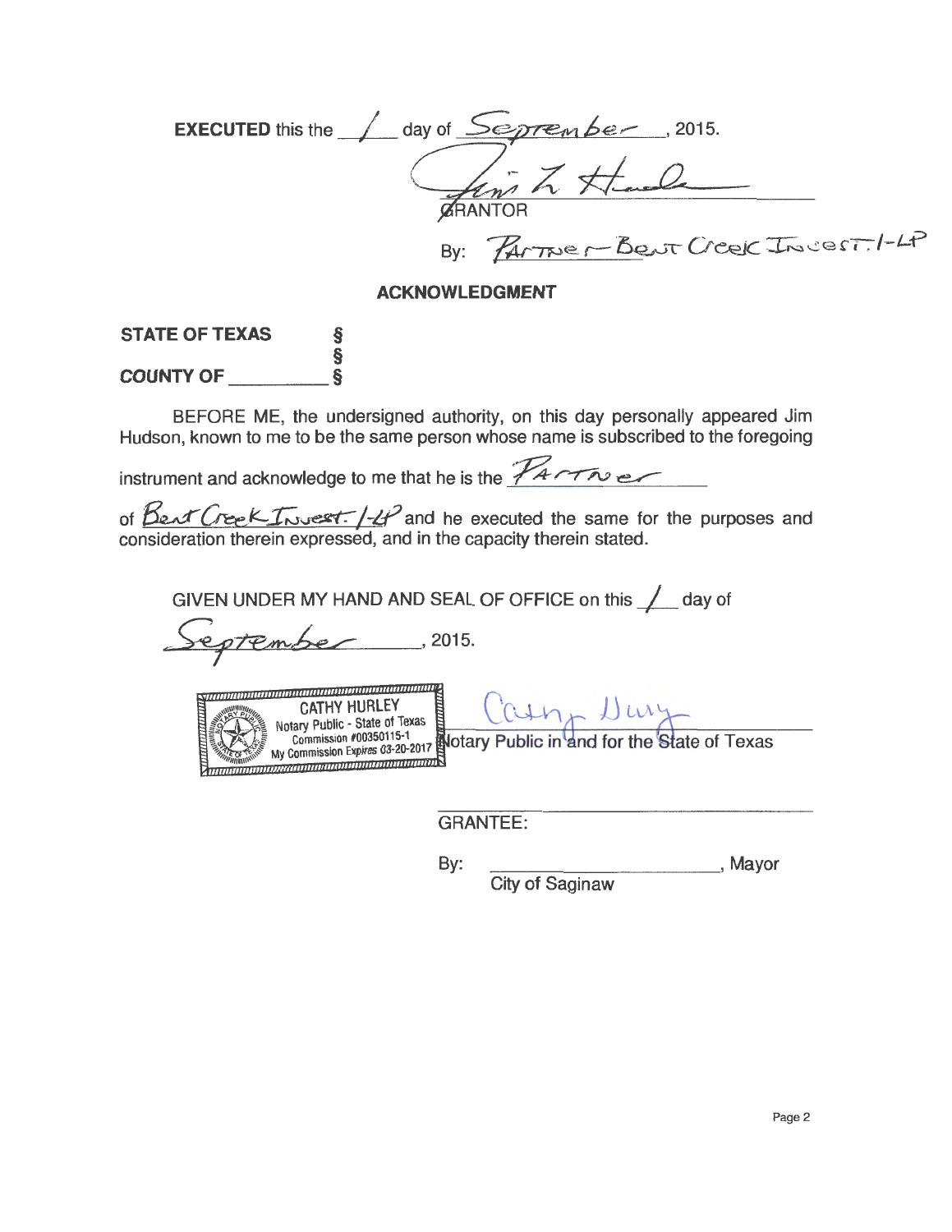**EXECUTED** this the 1 day of September, 2015.

Jim L. Hudson

GRANTOR

By: Partner - Bent Creek Invest. I-LP

**ACKNOWLEDGMENT**

**STATE OF TEXAS** §
§
**COUNTY OF** \_\_\_\_\_\_\_\_\_\_ §

BEFORE ME, the undersigned authority, on this day personally appeared Jim Hudson, known to me to be the same person whose name is subscribed to the foregoing instrument and acknowledge to me that he is the Partner of Bent Creek Invest. I-LP and he executed the same for the purposes and consideration therein expressed, and in the capacity therein stated.

GIVEN UNDER MY HAND AND SEAL OF OFFICE on this 1 day of September, 2015.

CATHY HURLEY
Notary Public - State of Texas
Commission #00350115-1
My Commission Expires 03-20-2017

Cathy Hurley

Notary Public in and for the State of Texas

\_\_\_\_\_\_\_\_\_\_\_\_\_\_\_\_\_\_\_\_\_\_\_\_\_\_\_\_

GRANTEE:

By: \_\_\_\_\_\_\_\_\_\_\_\_\_\_\_\_\_\_\_\_\_\_\_\_, Mayor
City of Saginaw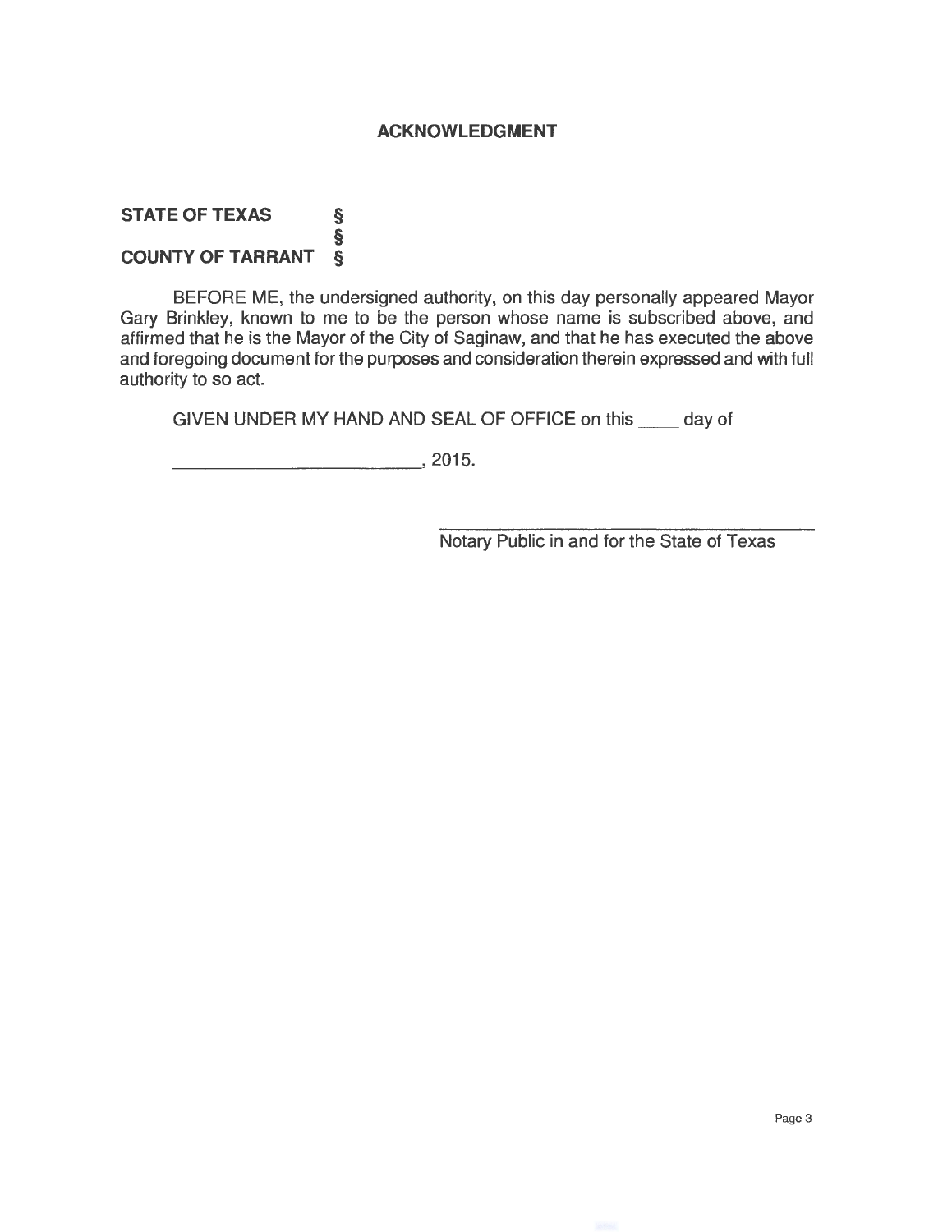## ACKNOWLEDGMENT

**STATE OF TEXAS §**
**§**
**COUNTY OF TARRANT §**

BEFORE ME, the undersigned authority, on this day personally appeared Mayor Gary Brinkley, known to me to be the person whose name is subscribed above, and affirmed that he is the Mayor of the City of Saginaw, and that he has executed the above and foregoing document for the purposes and consideration therein expressed and with full authority to so act.

GIVEN UNDER MY HAND AND SEAL OF OFFICE on this ____ day of

__________________________, 2015.

______________________________________
Notary Public in and for the State of Texas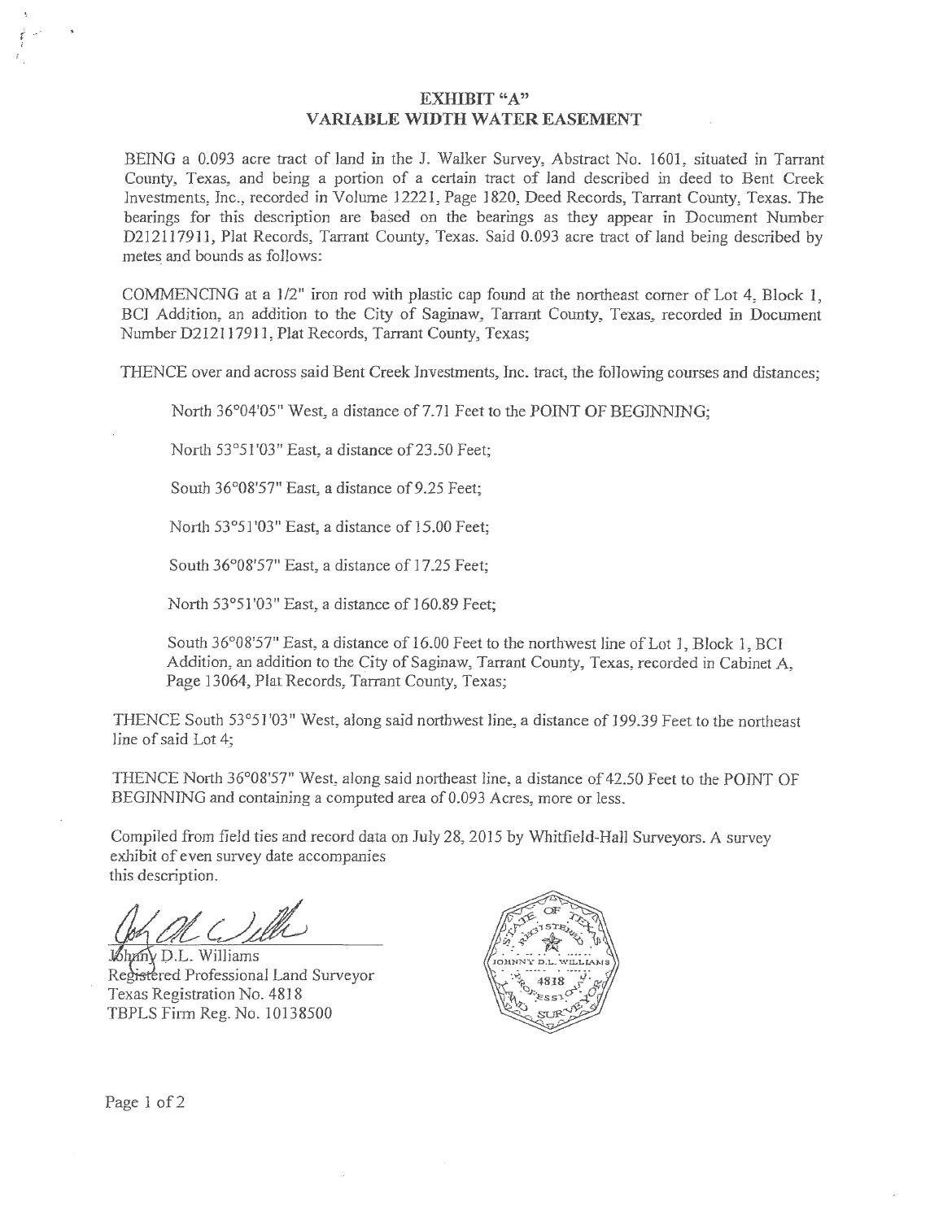# EXHIBIT "A"
## VARIABLE WIDTH WATER EASEMENT

BEING a 0.093 acre tract of land in the J. Walker Survey, Abstract No. 1601, situated in Tarrant County, Texas, and being a portion of a certain tract of land described in deed to Bent Creek Investments, Inc., recorded in Volume 12221, Page 1820, Deed Records, Tarrant County, Texas. The bearings for this description are based on the bearings as they appear in Document Number D212117911, Plat Records, Tarrant County, Texas. Said 0.093 acre tract of land being described by metes and bounds as follows:

COMMENCING at a 1/2" iron rod with plastic cap found at the northeast corner of Lot 4, Block 1, BCI Addition, an addition to the City of Saginaw, Tarrant County, Texas, recorded in Document Number D212117911, Plat Records, Tarrant County, Texas;

THENCE over and across said Bent Creek Investments, Inc. tract, the following courses and distances;

North 36°04'05" West, a distance of 7.71 Feet to the POINT OF BEGINNING;

North 53°51'03" East, a distance of 23.50 Feet;

South 36°08'57" East, a distance of 9.25 Feet;

North 53°51'03" East, a distance of 15.00 Feet;

South 36°08'57" East, a distance of 17.25 Feet;

North 53°51'03" East, a distance of 160.89 Feet;

South 36°08'57" East, a distance of 16.00 Feet to the northwest line of Lot 1, Block 1, BCI Addition, an addition to the City of Saginaw, Tarrant County, Texas, recorded in Cabinet A, Page 13064, Plat Records, Tarrant County, Texas;

THENCE South 53°51'03" West, along said northwest line, a distance of 199.39 Feet to the northeast line of said Lot 4;

THENCE North 36°08'57" West, along said northeast line, a distance of 42.50 Feet to the POINT OF BEGINNING and containing a computed area of 0.093 Acres, more or less.

Compiled from field ties and record data on July 28, 2015 by Whitfield-Hall Surveyors. A survey exhibit of even survey date accompanies this description.

Johnny D.L. Williams
Registered Professional Land Surveyor
Texas Registration No. 4818
TBPLS Firm Reg. No. 10138500

STATE OF TEXAS
REGISTERED
JOHNNY D.L. WILLIAMS
4818
PROFESSIONAL LAND SURVEYOR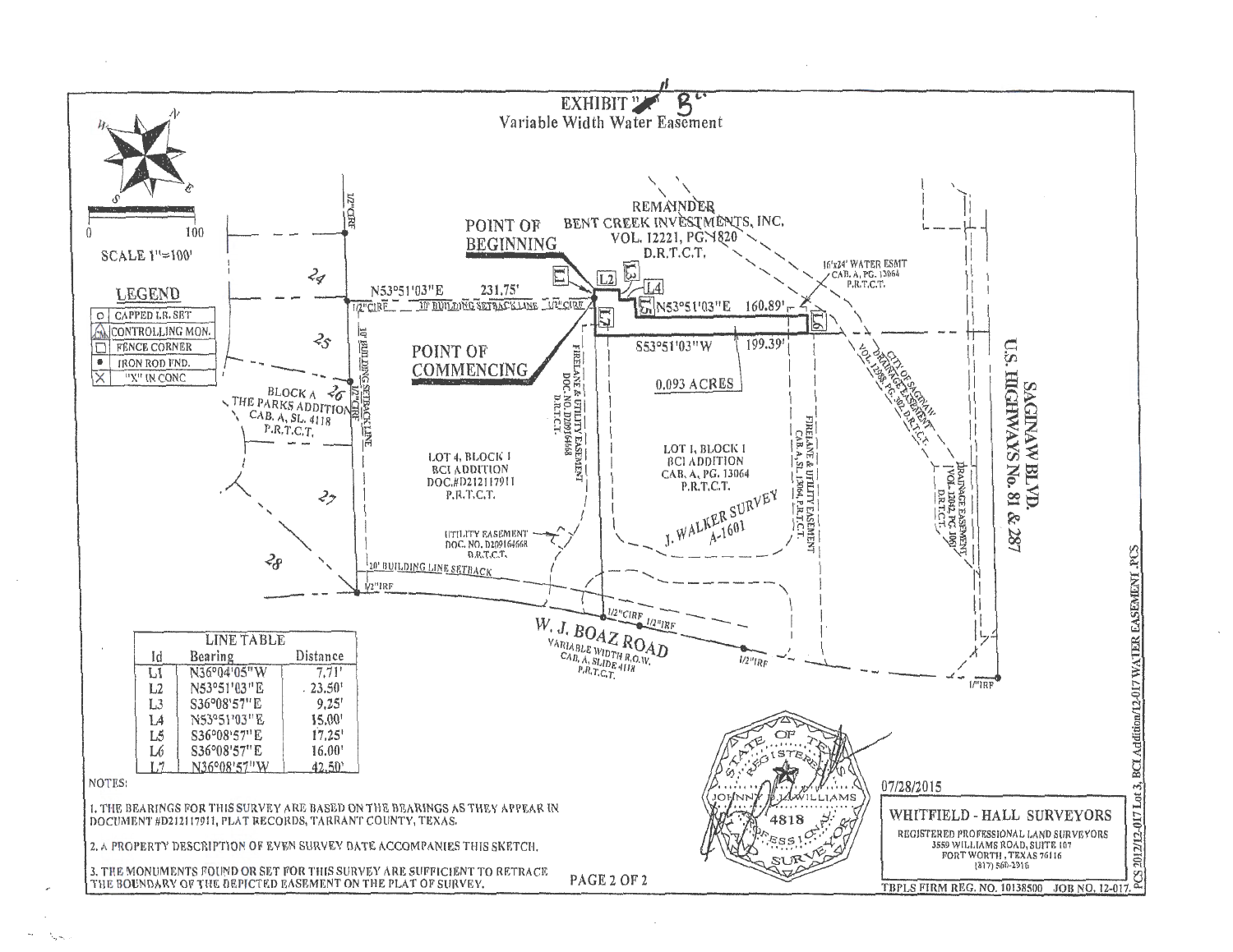# EXHIBIT "B"

## Variable Width Water Easement

SCALE 1"=100'

0 100

**LEGEND**

- CAPPED I.R. SET
- CONTROLLING MON.
- FENCE CORNER
- IRON ROD FND.
- "X" IN CONC

POINT OF BEGINNING

POINT OF COMMENCING

REMAINDER BENT CREEK INVESTMENTS, INC. VOL. 12221, PG. 1820 D.R.T.C.T.

N53°51'03"E 231.75'

1/2"CIRF 10' BUILDING SETBACK LINE 1/2"CIRF

N53°51'03"E 160.89'

S53°51'03"W 199.39'

0.093 ACRES

16'x24' WATER ESMT CAB. A, PG. 13064 P.R.T.C.T.

FIRELANE & UTILITY EASEMENT DOC. NO. D209164668 D.R.T.C.T.

FIRELANE & UTILITY EASEMENT CAB. A, SL. 13064, P.R.T.C.T.

CITY OF SAGINAW DRAINAGE EASEMENT VOL. 12958, PG. 302, D.R.T.C.T.

DRAINAGE EASEMENT VOL. 12042, PG. 1067 D.R.T.C.T.

SAGINAW BLVD. U.S. HIGHWAYS No. 81 & 287

BLOCK A THE PARKS ADDITION CAB. A, SL. 4118 P.R.T.C.T.

24 25 26 27 28

10' BUILDING SETBACK LINE

1/2"CIRF

1/2"IRF

LOT 4, BLOCK 1 BCI ADDITION DOC.#D212117911 P.R.T.C.T.

LOT 1, BLOCK 1 BCI ADDITION CAB. A, PG. 13064 P.R.T.C.T.

J. WALKER SURVEY A-1601

UTILITY EASEMENT DOC. NO. D209164668 D.R.T.C.T.

20' BUILDING LINE SETBACK

W. J. BOAZ ROAD VARIABLE WIDTH R.O.W. CAB. A, SLIDE 4118 P.R.T.C.T.

1/2"CIRF 1/2"IRF 1/2"IRF 1"IRF

**LINE TABLE**

| Id | Bearing | Distance |
|---|---|---|
| L1 | N36°04'05"W | 7.71' |
| L2 | N53°51'03"E | 23.50' |
| L3 | S36°08'57"E | 9.25' |
| L4 | N53°51'03"E | 15.00' |
| L5 | S36°08'57"E | 17.25' |
| L6 | S36°08'57"E | 16.00' |
| L7 | N36°08'57"W | 42.50' |

NOTES:

1. THE BEARINGS FOR THIS SURVEY ARE BASED ON THE BEARINGS AS THEY APPEAR IN DOCUMENT #D212117911, PLAT RECORDS, TARRANT COUNTY, TEXAS.

2. A PROPERTY DESCRIPTION OF EVEN SURVEY DATE ACCOMPANIES THIS SKETCH.

3. THE MONUMENTS FOUND OR SET FOR THIS SURVEY ARE SUFFICIENT TO RETRACE THE BOUNDARY OF THE DEPICTED EASEMENT ON THE PLAT OF SURVEY.

STATE OF TEXAS REGISTERED JOHNNY B. WILLIAMS 4818 PROFESSIONAL SURVEYOR

07/28/2015

**WHITFIELD - HALL SURVEYORS**

REGISTERED PROFESSIONAL LAND SURVEYORS
3559 WILLIAMS ROAD, SUITE 107
FORT WORTH, TEXAS 76116
(817) 560-2916

TBPLS FIRM REG. NO. 10138500 JOB NO. 12-017

PCS 2012/12-017 Lot 3, BCI Addition/12-017 WATER EASEMENT .PCS